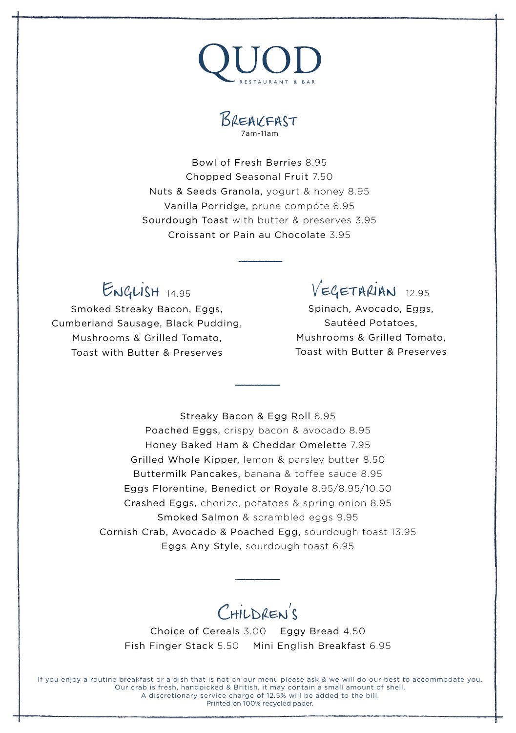# QUOD

RESTAURANT & BAR

## Breakfast

7am-11am

Bowl of Fresh Berries 8.95
Chopped Seasonal Fruit 7.50
Nuts & Seeds Granola, yogurt & honey 8.95
Vanilla Porridge, prune compóte 6.95
Sourdough Toast with butter & preserves 3.95
Croissant or Pain au Chocolate 3.95

---

## English 14.95

Smoked Streaky Bacon, Eggs,
Cumberland Sausage, Black Pudding,
Mushrooms & Grilled Tomato,
Toast with Butter & Preserves

## Vegetarian 12.95

Spinach, Avocado, Eggs,
Sautéed Potatoes,
Mushrooms & Grilled Tomato,
Toast with Butter & Preserves

---

Streaky Bacon & Egg Roll 6.95
Poached Eggs, crispy bacon & avocado 8.95
Honey Baked Ham & Cheddar Omelette 7.95
Grilled Whole Kipper, lemon & parsley butter 8.50
Buttermilk Pancakes, banana & toffee sauce 8.95
Eggs Florentine, Benedict or Royale 8.95/8.95/10.50
Crashed Eggs, chorizo, potatoes & spring onion 8.95
Smoked Salmon & scrambled eggs 9.95
Cornish Crab, Avocado & Poached Egg, sourdough toast 13.95
Eggs Any Style, sourdough toast 6.95

---

## Children's

Choice of Cereals 3.00 Eggy Bread 4.50
Fish Finger Stack 5.50 Mini English Breakfast 6.95

If you enjoy a routine breakfast or a dish that is not on our menu please ask & we will do our best to accommodate you.
Our crab is fresh, handpicked & British, it may contain a small amount of shell.
A discretionary service charge of 12.5% will be added to the bill.
Printed on 100% recycled paper.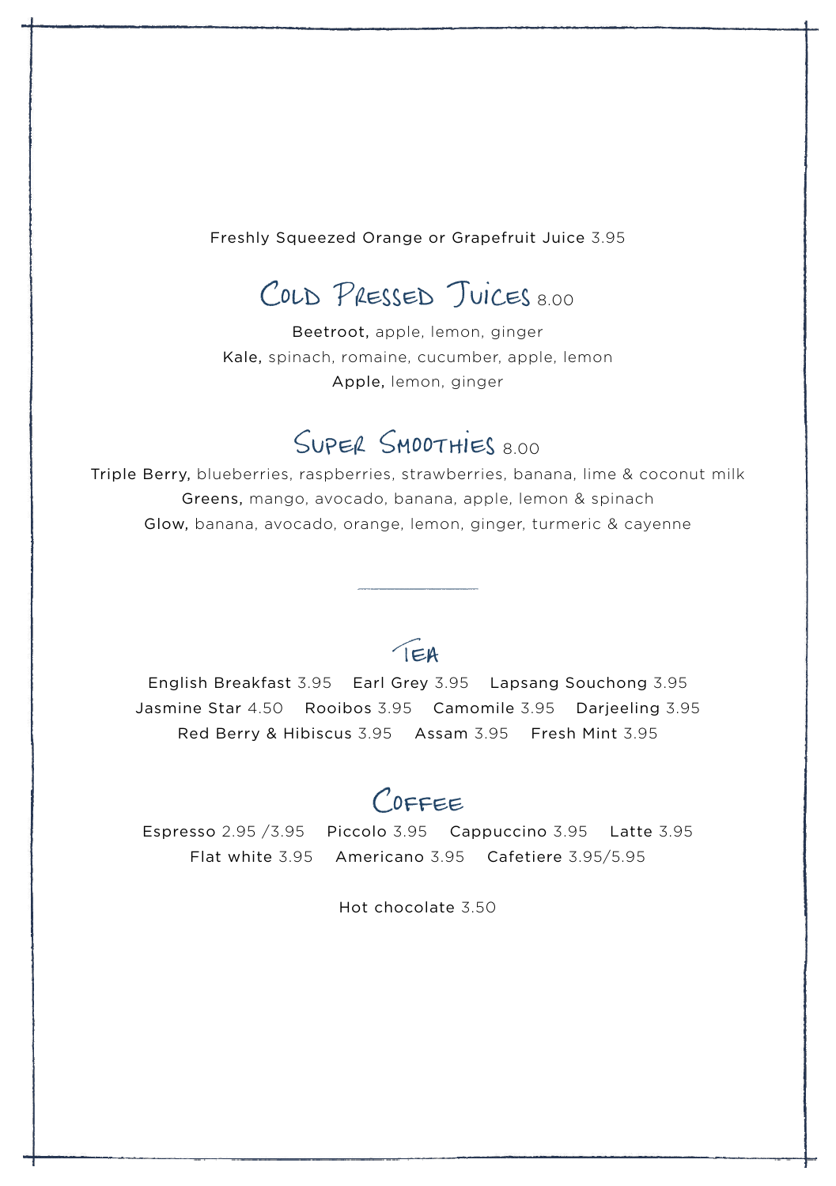Freshly Squeezed Orange or Grapefruit Juice 3.95

## Cold Pressed Juices 8.00

**Beetroot,** apple, lemon, ginger

**Kale,** spinach, romaine, cucumber, apple, lemon

**Apple,** lemon, ginger

## Super Smoothies 8.00

**Triple Berry,** blueberries, raspberries, strawberries, banana, lime & coconut milk

**Greens,** mango, avocado, banana, apple, lemon & spinach

**Glow,** banana, avocado, orange, lemon, ginger, turmeric & cayenne

---

## Tea

English Breakfast 3.95 Earl Grey 3.95 Lapsang Souchong 3.95

Jasmine Star 4.50 Rooibos 3.95 Camomile 3.95 Darjeeling 3.95

Red Berry & Hibiscus 3.95 Assam 3.95 Fresh Mint 3.95

## Coffee

Espresso 2.95 /3.95 Piccolo 3.95 Cappuccino 3.95 Latte 3.95

Flat white 3.95 Americano 3.95 Cafetiere 3.95/5.95

Hot chocolate 3.50